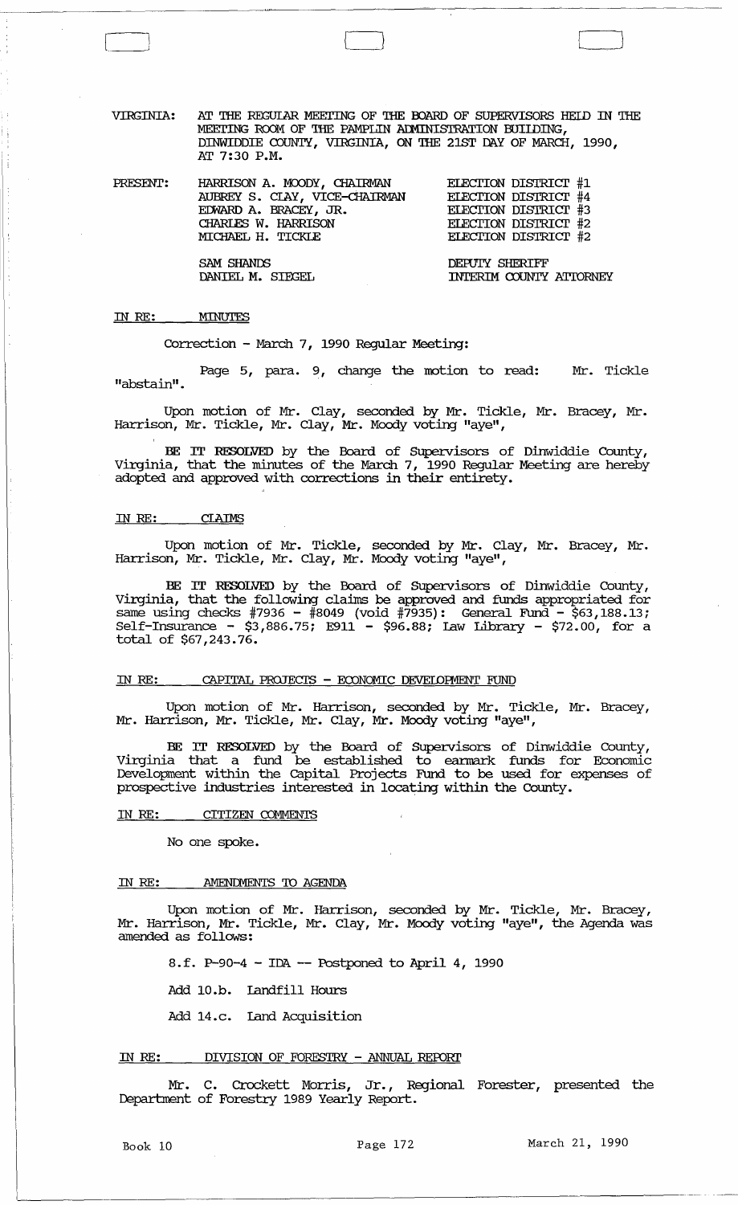VIRGINIA: AT THE REGULAR MEETING OF THE BOARD OF SUPERVISORS HELD IN THE MEETING ROOM OF THE PAMPLIN ADMINISTRATION BUILDING, DINWIDDIE COUNTY, VIRGINIA, ON THE 21ST DAY OF MARCH, 1990, AT 7:30 P.M.

| PRESENT: | | |
|---|---|---|
| | HARRISON A. MOODY, CHAIRMAN | ELECTION DISTRICT #1 |
| | AUBREY S. CLAY, VICE-CHAIRMAN | ELECTION DISTRICT #4 |
| | EDWARD A. BRACEY, JR. | ELECTION DISTRICT #3 |
| | CHARLES W. HARRISON | ELECTION DISTRICT #2 |
| | MICHAEL H. TICKLE | ELECTION DISTRICT #2 |
| | SAM SHANDS | DEPUTY SHERIFF |
| | DANIEL M. SIEGEL | INTERIM COUNTY ATTORNEY |

IN RE: MINUTES

Correction - March 7, 1990 Regular Meeting:

Page 5, para. 9, change the motion to read: Mr. Tickle "abstain".

Upon motion of Mr. Clay, seconded by Mr. Tickle, Mr. Bracey, Mr. Harrison, Mr. Tickle, Mr. Clay, Mr. Moody voting "aye",

**BE IT RESOLVED** by the Board of Supervisors of Dinwiddie County, Virginia, that the minutes of the March 7, 1990 Regular Meeting are hereby adopted and approved with corrections in their entirety.

IN RE: CLAIMS

Upon motion of Mr. Tickle, seconded by Mr. Clay, Mr. Bracey, Mr. Harrison, Mr. Tickle, Mr. Clay, Mr. Moody voting "aye",

**BE IT RESOLVED** by the Board of Supervisors of Dinwiddie County, Virginia, that the following claims be approved and funds appropriated for same using checks #7936 - #8049 (void #7935): General Fund - $63,188.13; Self-Insurance - $3,886.75; E911 - $96.88; Law Library - $72.00, for a total of $67,243.76.

IN RE: CAPITAL PROJECTS - ECONOMIC DEVELOPMENT FUND

Upon motion of Mr. Harrison, seconded by Mr. Tickle, Mr. Bracey, Mr. Harrison, Mr. Tickle, Mr. Clay, Mr. Moody voting "aye",

**BE IT RESOLVED** by the Board of Supervisors of Dinwiddie County, Virginia that a fund be established to earmark funds for Economic Development within the Capital Projects Fund to be used for expenses of prospective industries interested in locating within the County.

IN RE: CITIZEN COMMENTS

No one spoke.

IN RE: AMENDMENTS TO AGENDA

Upon motion of Mr. Harrison, seconded by Mr. Tickle, Mr. Bracey, Mr. Harrison, Mr. Tickle, Mr. Clay, Mr. Moody voting "aye", the Agenda was amended as follows:

8.f. P-90-4 - IDA -- Postponed to April 4, 1990

Add 10.b. Landfill Hours

Add 14.c. Land Acquisition

IN RE: DIVISION OF FORESTRY - ANNUAL REPORT

Mr. C. Crockett Morris, Jr., Regional Forester, presented the Department of Forestry 1989 Yearly Report.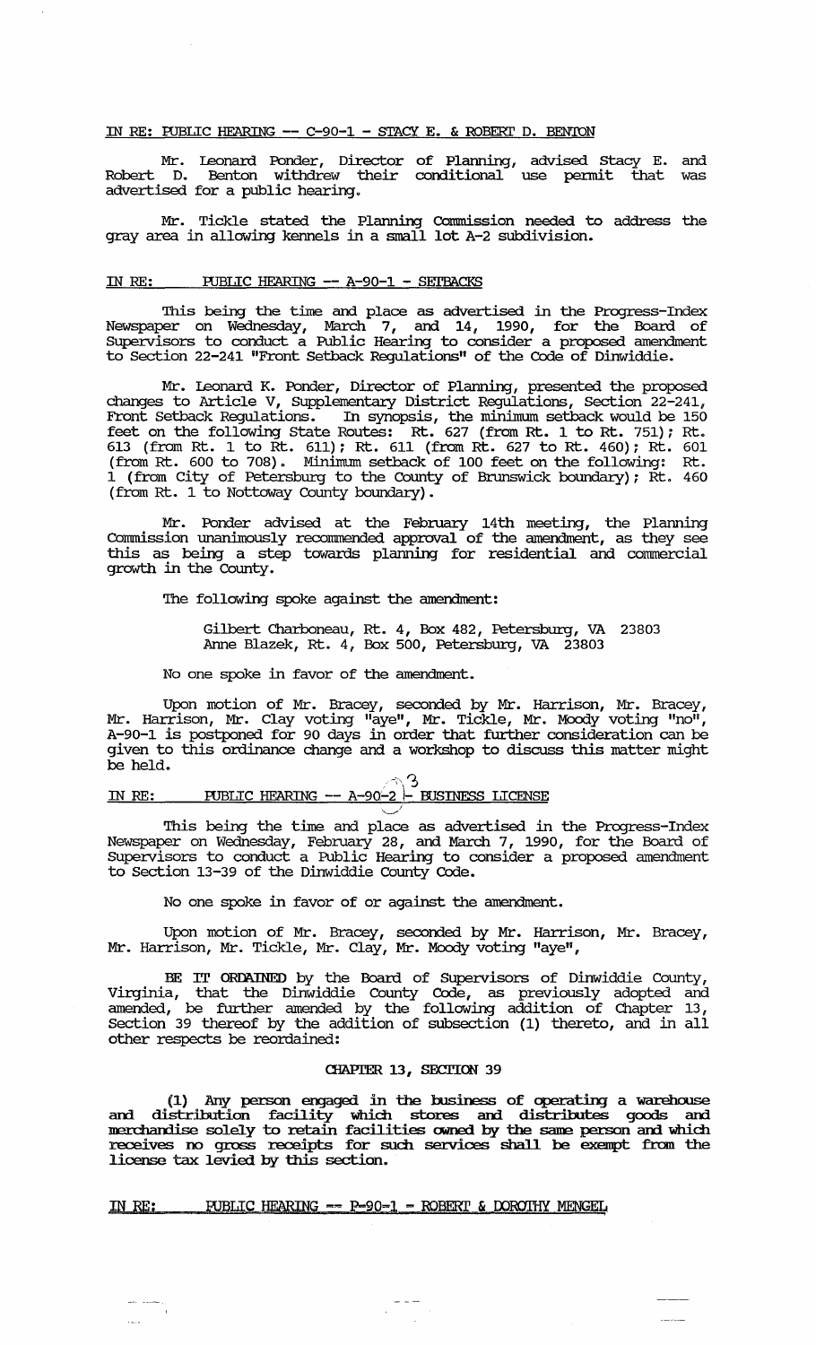IN RE: PUBLIC HEARING -- C-90-1 - STACY E. & ROBERT D. BENTON

Mr. Leonard Ponder, Director of Planning, advised Stacy E. and Robert D. Benton withdrew their conditional use permit that was advertised for a public hearing.

Mr. Tickle stated the Planning Commission needed to address the gray area in allowing kennels in a small lot A-2 subdivision.

IN RE: PUBLIC HEARING -- A-90-1 - SETBACKS

This being the time and place as advertised in the Progress-Index Newspaper on Wednesday, March 7, and 14, 1990, for the Board of Supervisors to conduct a Public Hearing to consider a proposed amendment to Section 22-241 "Front Setback Regulations" of the Code of Dinwiddie.

Mr. Leonard K. Ponder, Director of Planning, presented the proposed changes to Article V, Supplementary District Regulations, Section 22-241, Front Setback Regulations. In synopsis, the minimum setback would be 150 feet on the following State Routes: Rt. 627 (from Rt. 1 to Rt. 751); Rt. 613 (from Rt. 1 to Rt. 611); Rt. 611 (from Rt. 627 to Rt. 460); Rt. 601 (from Rt. 600 to 708). Minimum setback of 100 feet on the following: Rt. 1 (from City of Petersburg to the County of Brunswick boundary); Rt. 460 (from Rt. 1 to Nottoway County boundary).

Mr. Ponder advised at the February 14th meeting, the Planning Commission unanimously recommended approval of the amendment, as they see this as being a step towards planning for residential and commercial growth in the County.

The following spoke against the amendment:

Gilbert Charboneau, Rt. 4, Box 482, Petersburg, VA 23803
Anne Blazek, Rt. 4, Box 500, Petersburg, VA 23803

No one spoke in favor of the amendment.

Upon motion of Mr. Bracey, seconded by Mr. Harrison, Mr. Bracey, Mr. Harrison, Mr. Clay voting "aye", Mr. Tickle, Mr. Moody voting "no", A-90-1 is postponed for 90 days in order that further consideration can be given to this ordinance change and a workshop to discuss this matter might be held.

IN RE: PUBLIC HEARING -- A-90-2 3 - BUSINESS LICENSE

This being the time and place as advertised in the Progress-Index Newspaper on Wednesday, February 28, and March 7, 1990, for the Board of Supervisors to conduct a Public Hearing to consider a proposed amendment to Section 13-39 of the Dinwiddie County Code.

No one spoke in favor of or against the amendment.

Upon motion of Mr. Bracey, seconded by Mr. Harrison, Mr. Bracey, Mr. Harrison, Mr. Tickle, Mr. Clay, Mr. Moody voting "aye",

**BE IT ORDAINED** by the Board of Supervisors of Dinwiddie County, Virginia, that the Dinwiddie County Code, as previously adopted and amended, be further amended by the following addition of Chapter 13, Section 39 thereof by the addition of subsection (1) thereto, and in all other respects be reordained:

**CHAPTER 13, SECTION 39**

**(1) Any person engaged in the business of operating a warehouse and distribution facility which stores and distributes goods and merchandise solely to retain facilities owned by the same person and which receives no gross receipts for such services shall be exempt from the license tax levied by this section.**

IN RE: PUBLIC HEARING -- P-90-1 - ROBERT & DOROTHY MENGEL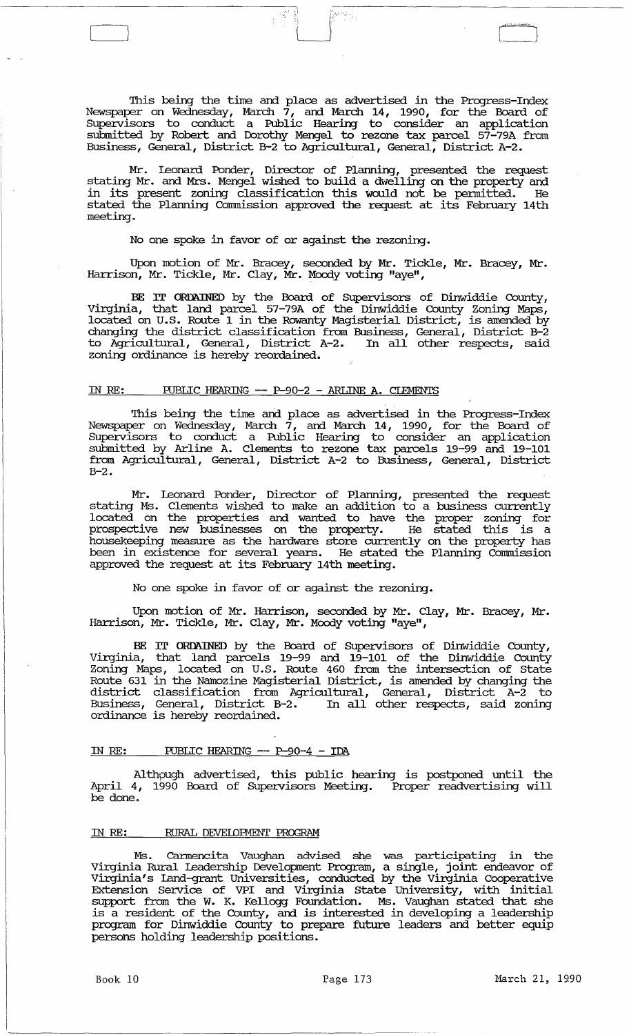This being the time and place as advertised in the Progress-Index Newspaper on Wednesday, March 7, and March 14, 1990, for the Board of Supervisors to conduct a Public Hearing to consider an application submitted by Robert and Dorothy Mengel to rezone tax parcel 57-79A from Business, General, District B-2 to Agricultural, General, District A-2.

Mr. Leonard Ponder, Director of Planning, presented the request stating Mr. and Mrs. Mengel wished to build a dwelling on the property and in its present zoning classification this would not be permitted. He stated the Planning Commission approved the request at its February 14th meeting.

No one spoke in favor of or against the rezoning.

Upon motion of Mr. Bracey, seconded by Mr. Tickle, Mr. Bracey, Mr. Harrison, Mr. Tickle, Mr. Clay, Mr. Moody voting "aye",

**BE IT ORDAINED** by the Board of Supervisors of Dinwiddie County, Virginia, that land parcel 57-79A of the Dinwiddie County Zoning Maps, located on U.S. Route 1 in the Rowanty Magisterial District, is amended by changing the district classification from Business, General, District B-2 to Agricultural, General, District A-2. In all other respects, said zoning ordinance is hereby reordained.

IN RE: PUBLIC HEARING -- P-90-2 - ARLINE A. CLEMENTS

This being the time and place as advertised in the Progress-Index Newspaper on Wednesday, March 7, and March 14, 1990, for the Board of Supervisors to conduct a Public Hearing to consider an application submitted by Arline A. Clements to rezone tax parcels 19-99 and 19-101 from Agricultural, General, District A-2 to Business, General, District B-2.

Mr. Leonard Ponder, Director of Planning, presented the request stating Ms. Clements wished to make an addition to a business currently located on the properties and wanted to have the proper zoning for prospective new businesses on the property. He stated this is a housekeeping measure as the hardware store currently on the property has been in existence for several years. He stated the Planning Commission approved the request at its February 14th meeting.

No one spoke in favor of or against the rezoning.

Upon motion of Mr. Harrison, seconded by Mr. Clay, Mr. Bracey, Mr. Harrison, Mr. Tickle, Mr. Clay, Mr. Moody voting "aye",

**BE IT ORDAINED** by the Board of Supervisors of Dinwiddie County, Virginia, that land parcels 19-99 and 19-101 of the Dinwiddie County Zoning Maps, located on U.S. Route 460 from the intersection of State Route 631 in the Namozine Magisterial District, is amended by changing the district classification from Agricultural, General, District A-2 to Business, General, District B-2. In all other respects, said zoning ordinance is hereby reordained.

IN RE: PUBLIC HEARING -- P-90-4 - IDA

Although advertised, this public hearing is postponed until the April 4, 1990 Board of Supervisors Meeting. Proper readvertising will be done.

IN RE: RURAL DEVELOPMENT PROGRAM

Ms. Carmencita Vaughan advised she was participating in the Virginia Rural Leadership Development Program, a single, joint endeavor of Virginia's Land-grant Universities, conducted by the Virginia Cooperative Extension Service of VPI and Virginia State University, with initial support from the W. K. Kellogg Foundation. Ms. Vaughan stated that she is a resident of the County, and is interested in developing a leadership program for Dinwiddie County to prepare future leaders and better equip persons holding leadership positions.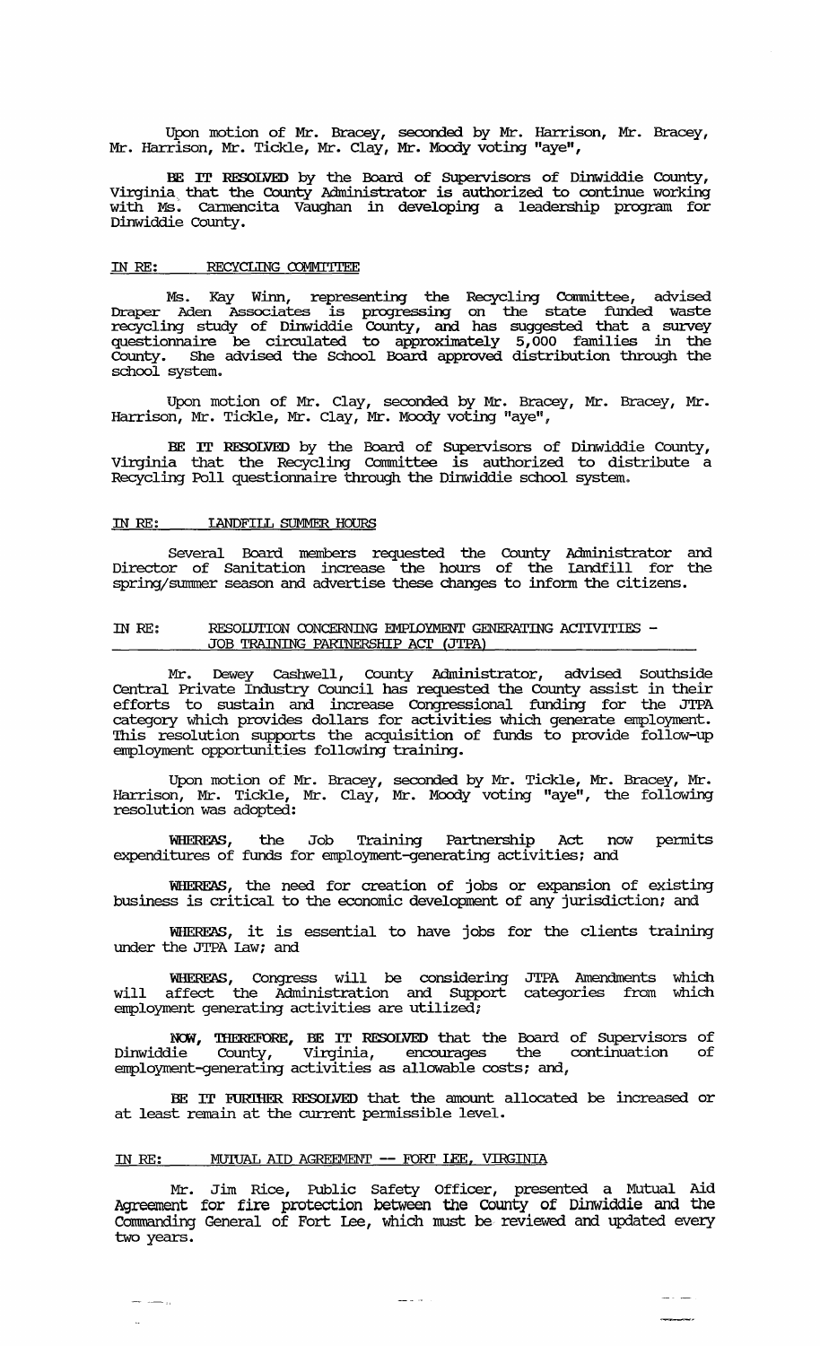Upon motion of Mr. Bracey, seconded by Mr. Harrison, Mr. Bracey, Mr. Harrison, Mr. Tickle, Mr. Clay, Mr. Moody voting "aye",

**BE IT RESOLVED** by the Board of Supervisors of Dinwiddie County, Virginia that the County Administrator is authorized to continue working with Ms. Carmencita Vaughan in developing a leadership program for Dinwiddie County.

## IN RE: RECYCLING COMMITTEE

Ms. Kay Winn, representing the Recycling Committee, advised Draper Aden Associates is progressing on the state funded waste recycling study of Dinwiddie County, and has suggested that a survey questionnaire be circulated to approximately 5,000 families in the County. She advised the School Board approved distribution through the school system.

Upon motion of Mr. Clay, seconded by Mr. Bracey, Mr. Bracey, Mr. Harrison, Mr. Tickle, Mr. Clay, Mr. Moody voting "aye",

**BE IT RESOLVED** by the Board of Supervisors of Dinwiddie County, Virginia that the Recycling Committee is authorized to distribute a Recycling Poll questionnaire through the Dinwiddie school system.

## IN RE: LANDFILL SUMMER HOURS

Several Board members requested the County Administrator and Director of Sanitation increase the hours of the Landfill for the spring/summer season and advertise these changes to inform the citizens.

## IN RE: RESOLUTION CONCERNING EMPLOYMENT GENERATING ACTIVITIES - JOB TRAINING PARTNERSHIP ACT (JTPA)

Mr. Dewey Cashwell, County Administrator, advised Southside Central Private Industry Council has requested the County assist in their efforts to sustain and increase Congressional funding for the JTPA category which provides dollars for activities which generate employment. This resolution supports the acquisition of funds to provide follow-up employment opportunities following training.

Upon motion of Mr. Bracey, seconded by Mr. Tickle, Mr. Bracey, Mr. Harrison, Mr. Tickle, Mr. Clay, Mr. Moody voting "aye", the following resolution was adopted:

**WHEREAS**, the Job Training Partnership Act now permits expenditures of funds for employment-generating activities; and

**WHEREAS**, the need for creation of jobs or expansion of existing business is critical to the economic development of any jurisdiction; and

**WHEREAS**, it is essential to have jobs for the clients training under the JTPA Law; and

**WHEREAS**, Congress will be considering JTPA Amendments which will affect the Administration and Support categories from which employment generating activities are utilized;

**NOW, THEREFORE, BE IT RESOLVED** that the Board of Supervisors of Dinwiddie County, Virginia, encourages the continuation of employment-generating activities as allowable costs; and,

**BE IT FURTHER RESOLVED** that the amount allocated be increased or at least remain at the current permissible level.

## IN RE: MUTUAL AID AGREEMENT -- FORT LEE, VIRGINIA

Mr. Jim Rice, Public Safety Officer, presented a Mutual Aid Agreement for fire protection between the County of Dinwiddie and the Commanding General of Fort Lee, which must be reviewed and updated every two years.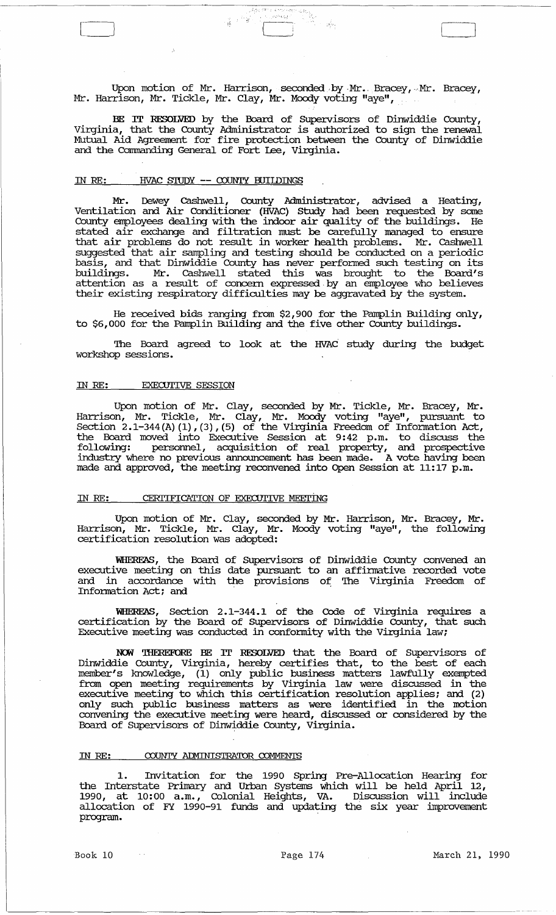Upon motion of Mr. Harrison, seconded by Mr. Bracey, Mr. Bracey, Mr. Harrison, Mr. Tickle, Mr. Clay, Mr. Moody voting "aye",

**BE IT RESOLVED** by the Board of Supervisors of Dinwiddie County, Virginia, that the County Administrator is authorized to sign the renewal Mutual Aid Agreement for fire protection between the County of Dinwiddie and the Commanding General of Fort Lee, Virginia.

## IN RE: HVAC STUDY -- COUNTY BUILDINGS

Mr. Dewey Cashwell, County Administrator, advised a Heating, Ventilation and Air Conditioner (HVAC) Study had been requested by some County employees dealing with the indoor air quality of the buildings. He stated air exchange and filtration must be carefully managed to ensure that air problems do not result in worker health problems. Mr. Cashwell suggested that air sampling and testing should be conducted on a periodic basis, and that Dinwiddie County has never performed such testing on its buildings. Mr. Cashwell stated this was brought to the Board's attention as a result of concern expressed by an employee who believes their existing respiratory difficulties may be aggravated by the system.

He received bids ranging from $2,900 for the Pamplin Building only, to $6,000 for the Pamplin Building and the five other County buildings.

The Board agreed to look at the HVAC study during the budget workshop sessions.

## IN RE: EXECUTIVE SESSION

Upon motion of Mr. Clay, seconded by Mr. Tickle, Mr. Bracey, Mr. Harrison, Mr. Tickle, Mr. Clay, Mr. Moody voting "aye", pursuant to Section 2.1-344(A)(1),(3),(5) of the Virginia Freedom of Information Act, the Board moved into Executive Session at 9:42 p.m. to discuss the following: personnel, acquisition of real property, and prospective industry where no previous announcement has been made. A vote having been made and approved, the meeting reconvened into Open Session at 11:17 p.m.

## IN RE: CERTIFICATION OF EXECUTIVE MEETING

Upon motion of Mr. Clay, seconded by Mr. Harrison, Mr. Bracey, Mr. Harrison, Mr. Tickle, Mr. Clay, Mr. Moody voting "aye", the following certification resolution was adopted:

**WHEREAS**, the Board of Supervisors of Dinwiddie County convened an executive meeting on this date pursuant to an affirmative recorded vote and in accordance with the provisions of The Virginia Freedom of Information Act; and

**WHEREAS**, Section 2.1-344.1 of the Code of Virginia requires a certification by the Board of Supervisors of Dinwiddie County, that such Executive meeting was conducted in conformity with the Virginia law;

**NOW THEREFORE BE IT RESOLVED** that the Board of Supervisors of Dinwiddie County, Virginia, hereby certifies that, to the best of each member's knowledge, (1) only public business matters lawfully exempted from open meeting requirements by Virginia law were discussed in the executive meeting to which this certification resolution applies; and (2) only such public business matters as were identified in the motion convening the executive meeting were heard, discussed or considered by the Board of Supervisors of Dinwiddie County, Virginia.

## IN RE: COUNTY ADMINISTRATOR COMMENTS

1. Invitation for the 1990 Spring Pre-Allocation Hearing for the Interstate Primary and Urban Systems which will be held April 12, 1990, at 10:00 a.m., Colonial Heights, VA. Discussion will include allocation of FY 1990-91 funds and updating the six year improvement program.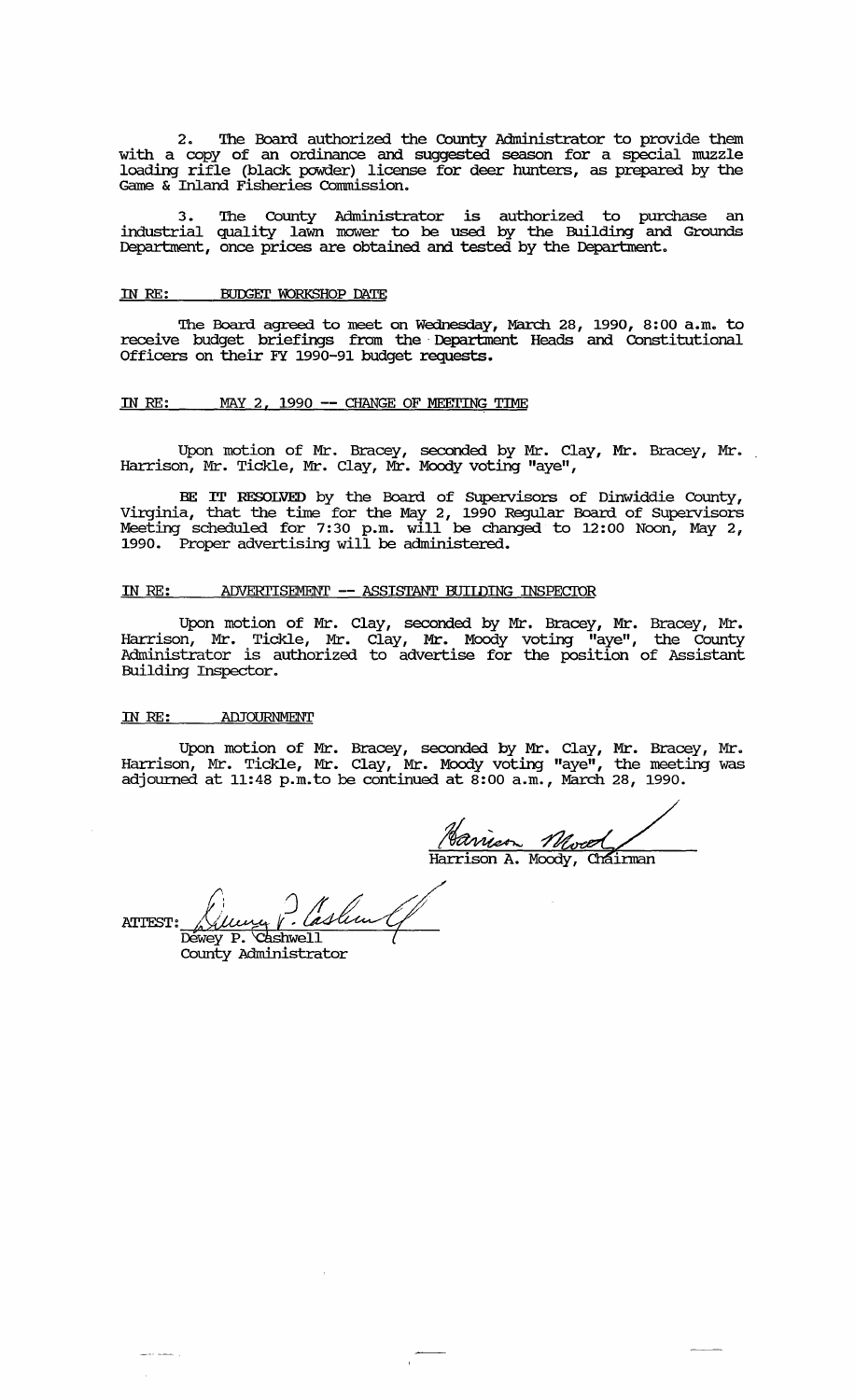2. The Board authorized the County Administrator to provide them with a copy of an ordinance and suggested season for a special muzzle loading rifle (black powder) license for deer hunters, as prepared by the Game & Inland Fisheries Commission.

3. The County Administrator is authorized to purchase an industrial quality lawn mower to be used by the Building and Grounds Department, once prices are obtained and tested by the Department.

IN RE: BUDGET WORKSHOP DATE

The Board agreed to meet on Wednesday, March 28, 1990, 8:00 a.m. to receive budget briefings from the Department Heads and Constitutional Officers on their FY 1990-91 budget requests.

IN RE: MAY 2, 1990 -- CHANGE OF MEETING TIME

Upon motion of Mr. Bracey, seconded by Mr. Clay, Mr. Bracey, Mr. Harrison, Mr. Tickle, Mr. Clay, Mr. Moody voting "aye",

**BE IT RESOLVED** by the Board of Supervisors of Dinwiddie County, Virginia, that the time for the May 2, 1990 Regular Board of Supervisors Meeting scheduled for 7:30 p.m. will be changed to 12:00 Noon, May 2, 1990. Proper advertising will be administered.

IN RE: ADVERTISEMENT -- ASSISTANT BUILDING INSPECTOR

Upon motion of Mr. Clay, seconded by Mr. Bracey, Mr. Bracey, Mr. Harrison, Mr. Tickle, Mr. Clay, Mr. Moody voting "aye", the County Administrator is authorized to advertise for the position of Assistant Building Inspector.

IN RE: ADJOURNMENT

Upon motion of Mr. Bracey, seconded by Mr. Clay, Mr. Bracey, Mr. Harrison, Mr. Tickle, Mr. Clay, Mr. Moody voting "aye", the meeting was adjourned at 11:48 p.m. to be continued at 8:00 a.m., March 28, 1990.

Harrison A. Moody, Chairman

ATTEST: Dewey P. Cashwell
County Administrator